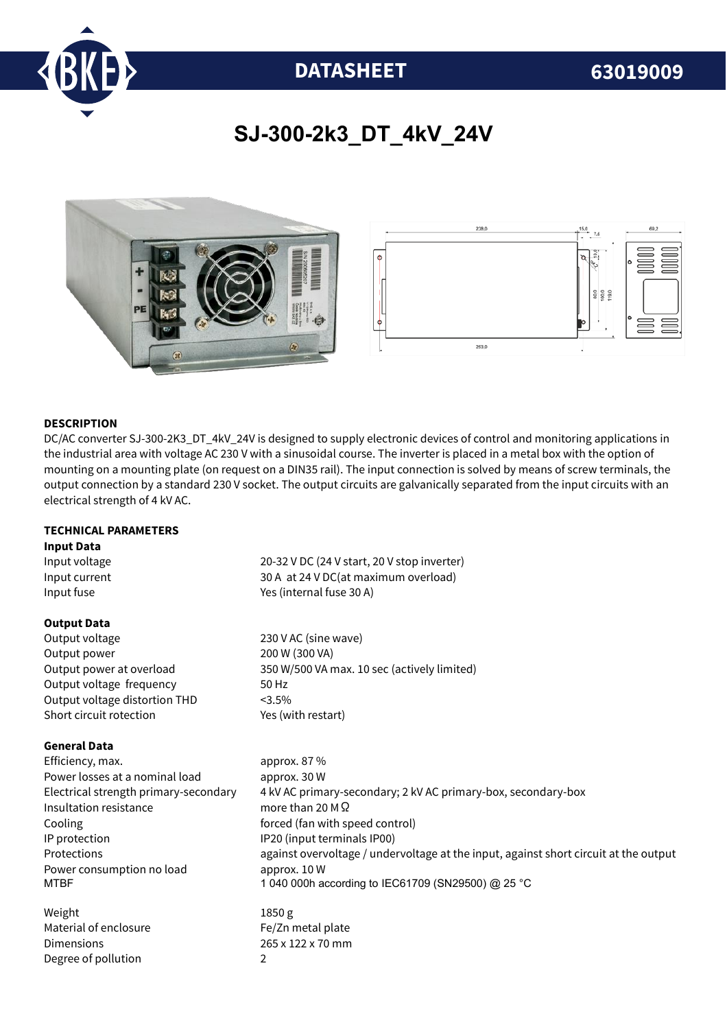# DATASHEET 63019009

## SJ-300-2k3_DT_4kV_24V

### DESCRIPTION

DC/AC converter SJ-300-2K3_DT_4kV_24V is designed to supply electronic devices of control and monitoring applications in the industrial area with voltage AC 230 V with a sinusoidal course. The inverter is placed in a metal box with the option of mounting on a mounting plate (on request on a DIN35 rail). The input connection is solved by means of screw terminals, the output connection by a standard 230 V socket. The output circuits are galvanically separated from the input circuits with an electrical strength of 4 kV AC.

### TECHNICAL PARAMETERS

**Input Data**

| | |
|---|---|
| Input voltage | 20-32 V DC (24 V start, 20 V stop inverter) |
| Input current | 30 A at 24 V DC(at maximum overload) |
| Input fuse | Yes (internal fuse 30 A) |

**Output Data**

| | |
|---|---|
| Output voltage | 230 V AC (sine wave) |
| Output power | 200 W (300 VA) |
| Output power at overload | 350 W/500 VA max. 10 sec (actively limited) |
| Output voltage frequency | 50 Hz |
| Output voltage distortion THD | <3.5% |
| Short circuit rotection | Yes (with restart) |

**General Data**

| | |
|---|---|
| Efficiency, max. | approx. 87 % |
| Power losses at a nominal load | approx. 30 W |
| Electrical strength primary-secondary | 4 kV AC primary-secondary; 2 kV AC primary-box, secondary-box |
| Insultation resistance | more than 20 M Ω |
| Cooling | forced (fan with speed control) |
| IP protection | IP20 (input terminals IP00) |
| Protections | against overvoltage / undervoltage at the input, against short circuit at the output |
| Power consumption no load | approx. 10 W |
| MTBF | 1 040 000h according to IEC61709 (SN29500) @ 25 °C |
| | |
| Weight | 1850 g |
| Material of enclosure | Fe/Zn metal plate |
| Dimensions | 265 x 122 x 70 mm |
| Degree of pollution | 2 |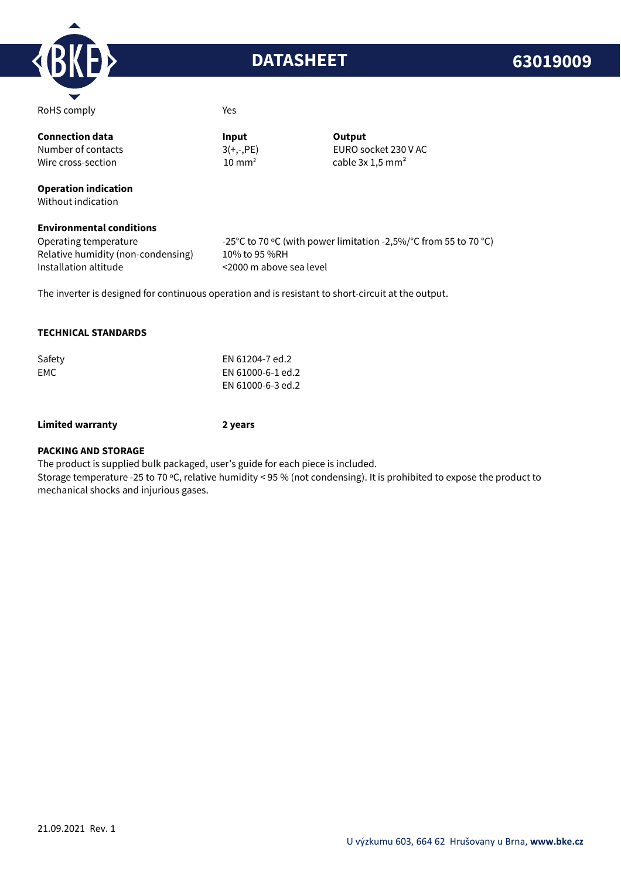| | | |
|---|---|---|
| RoHS comply | Yes | |
| **Connection data** | **Input** | **Output** |
| Number of contacts | 3(+,-,PE) | EURO socket 230 V AC |
| Wire cross-section | 10 mm$^2$ | cable 3x 1,5 mm$^2$ |

**Operation indication**
Without indication

**Environmental conditions**

| | |
|---|---|
| Operating temperature | -25°C to 70 ºC (with power limitation -2,5%/°C from 55 to 70 °C) |
| Relative humidity (non-condensing) | 10% to 95 %RH |
| Installation altitude | <2000 m above sea level |

The inverter is designed for continuous operation and is resistant to short-circuit at the output.

### TECHNICAL STANDARDS

| | |
|---|---|
| Safety | EN 61204-7 ed.2 |
| EMC | EN 61000-6-1 ed.2 |
| | EN 61000-6-3 ed.2 |

**Limited warranty** **2 years**

### PACKING AND STORAGE

The product is supplied bulk packaged, user's guide for each piece is included.
Storage temperature -25 to 70 ºC, relative humidity < 95 % (not condensing). It is prohibited to expose the product to mechanical shocks and injurious gases.

21.09.2021 Rev. 1

U výzkumu 603, 664 62 Hrušovany u Brna, **www.bke.cz**